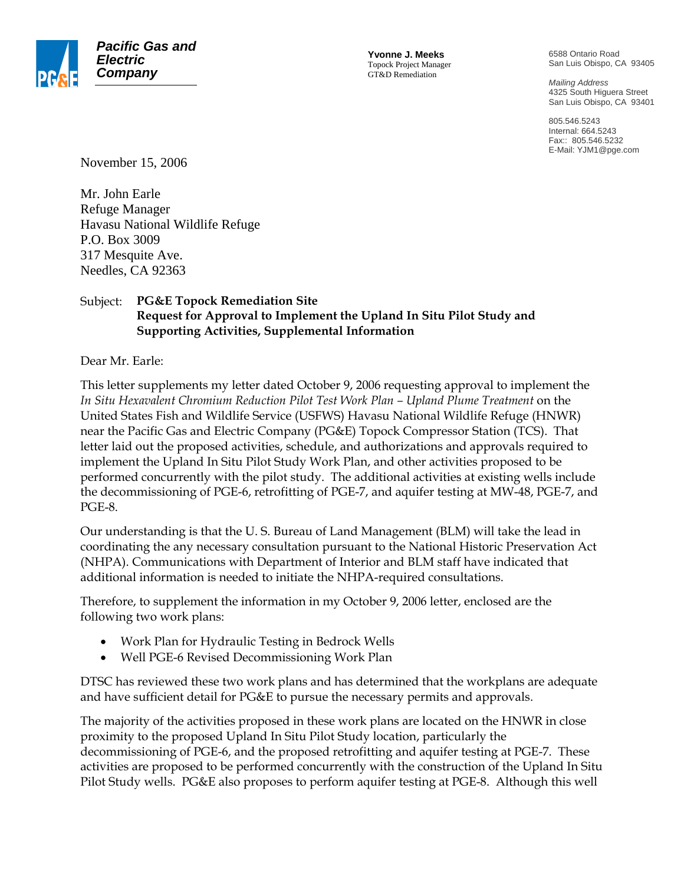**Pacific Gas and Electric Company**

**Yvonne J. Meeks**
Topock Project Manager
GT&D Remediation

6588 Ontario Road
San Luis Obispo, CA 93405

*Mailing Address*
4325 South Higuera Street
San Luis Obispo, CA 93401

805.546.5243
Internal: 664.5243
Fax:: 805.546.5232
E-Mail: YJM1@pge.com

November 15, 2006

Mr. John Earle
Refuge Manager
Havasu National Wildlife Refuge
P.O. Box 3009
317 Mesquite Ave.
Needles, CA 92363

Subject: **PG&E Topock Remediation Site**
**Request for Approval to Implement the Upland In Situ Pilot Study and Supporting Activities, Supplemental Information**

Dear Mr. Earle:

This letter supplements my letter dated October 9, 2006 requesting approval to implement the *In Situ Hexavalent Chromium Reduction Pilot Test Work Plan – Upland Plume Treatment* on the United States Fish and Wildlife Service (USFWS) Havasu National Wildlife Refuge (HNWR) near the Pacific Gas and Electric Company (PG&E) Topock Compressor Station (TCS). That letter laid out the proposed activities, schedule, and authorizations and approvals required to implement the Upland In Situ Pilot Study Work Plan, and other activities proposed to be performed concurrently with the pilot study. The additional activities at existing wells include the decommissioning of PGE-6, retrofitting of PGE-7, and aquifer testing at MW-48, PGE-7, and PGE-8.

Our understanding is that the U. S. Bureau of Land Management (BLM) will take the lead in coordinating the any necessary consultation pursuant to the National Historic Preservation Act (NHPA). Communications with Department of Interior and BLM staff have indicated that additional information is needed to initiate the NHPA-required consultations.

Therefore, to supplement the information in my October 9, 2006 letter, enclosed are the following two work plans:

- Work Plan for Hydraulic Testing in Bedrock Wells
- Well PGE-6 Revised Decommissioning Work Plan

DTSC has reviewed these two work plans and has determined that the workplans are adequate and have sufficient detail for PG&E to pursue the necessary permits and approvals.

The majority of the activities proposed in these work plans are located on the HNWR in close proximity to the proposed Upland In Situ Pilot Study location, particularly the decommissioning of PGE-6, and the proposed retrofitting and aquifer testing at PGE-7. These activities are proposed to be performed concurrently with the construction of the Upland In Situ Pilot Study wells. PG&E also proposes to perform aquifer testing at PGE-8. Although this well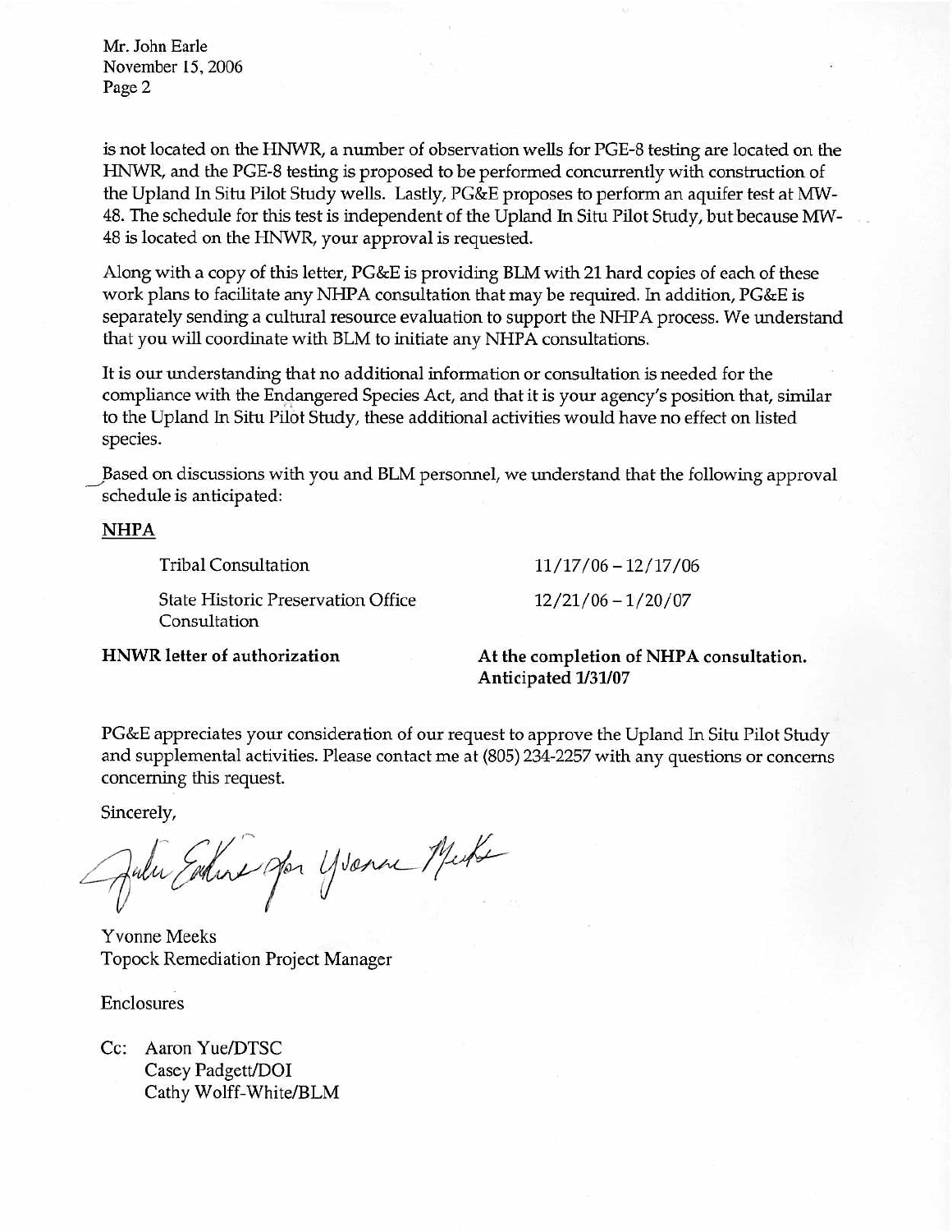is not located on the HNWR, a number of observation wells for PGE-8 testing are located on the HNWR, and the PGE-8 testing is proposed to be performed concurrently with construction of the Upland In Situ Pilot Study wells. Lastly, PG&E proposes to perform an aquifer test at MW-48. The schedule for this test is independent of the Upland In Situ Pilot Study, but because MW-48 is located on the HNWR, your approval is requested.

Along with a copy of this letter, PG&E is providing BLM with 21 hard copies of each of these work plans to facilitate any NHPA consultation that may be required. In addition, PG&E is separately sending a cultural resource evaluation to support the NHPA process. We understand that you will coordinate with BLM to initiate any NHPA consultations.

It is our understanding that no additional information or consultation is needed for the compliance with the Endangered Species Act, and that it is your agency's position that, similar to the Upland In Situ Pilot Study, these additional activities would have no effect on listed species.

Based on discussions with you and BLM personnel, we understand that the following approval schedule is anticipated:

<u>NHPA</u>

| | |
|---|---|
| Tribal Consultation | 11/17/06 – 12/17/06 |
| State Historic Preservation Office Consultation | 12/21/06 – 1/20/07 |
| **HNWR letter of authorization** | **At the completion of NHPA consultation. Anticipated 1/31/07** |

PG&E appreciates your consideration of our request to approve the Upland In Situ Pilot Study and supplemental activities. Please contact me at (805) 234-2257 with any questions or concerns concerning this request.

Sincerely,

Julie Eakins for Yvonne Meeks

Yvonne Meeks
Topock Remediation Project Manager

Enclosures

Cc: Aaron Yue/DTSC
Casey Padgett/DOI
Cathy Wolff-White/BLM